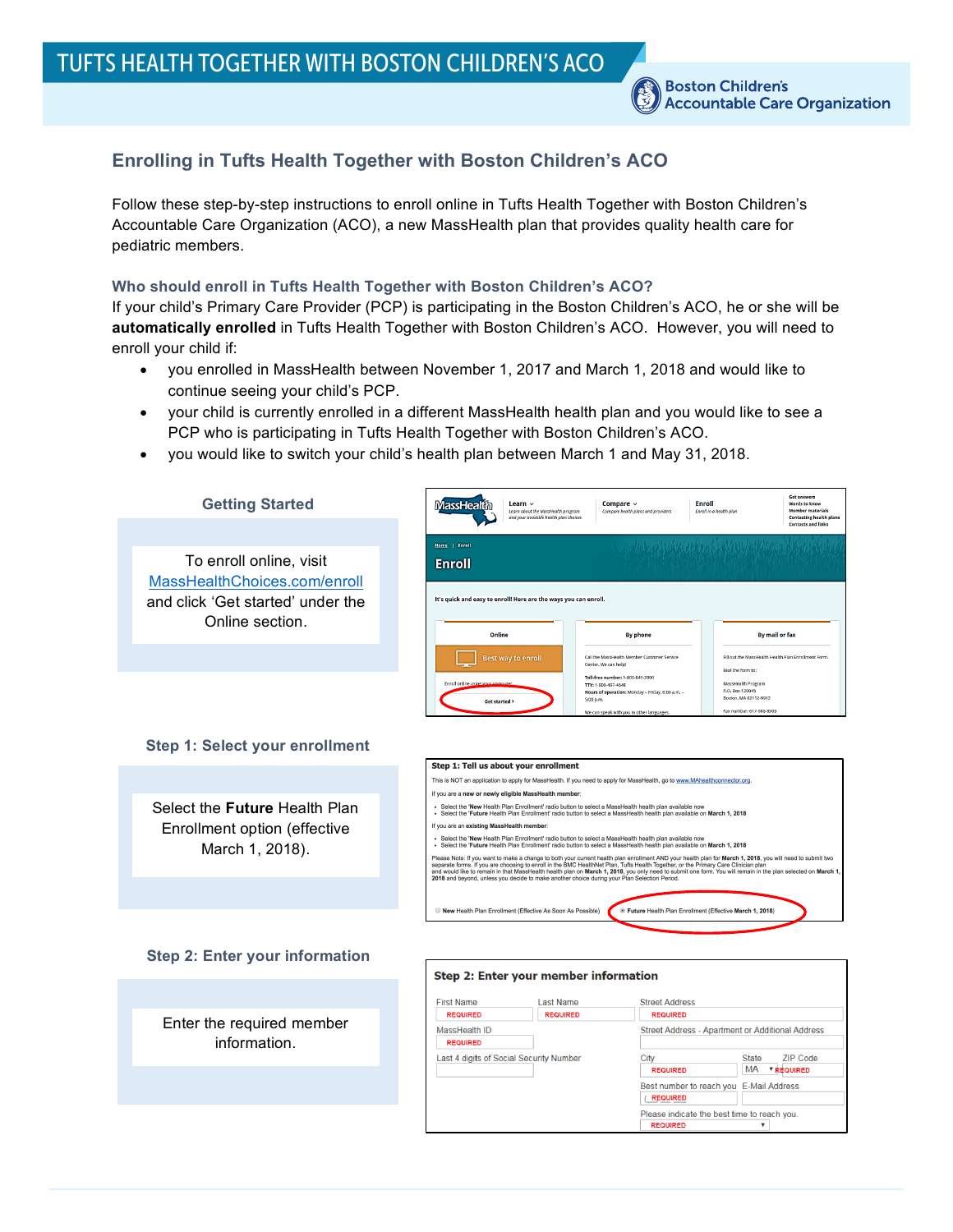# TUFTS HEALTH TOGETHER WITH BOSTON CHILDREN'S ACO

Boston Children's Accountable Care Organization

## Enrolling in Tufts Health Together with Boston Children's ACO

Follow these step-by-step instructions to enroll online in Tufts Health Together with Boston Children's Accountable Care Organization (ACO), a new MassHealth plan that provides quality health care for pediatric members.

### Who should enroll in Tufts Health Together with Boston Children's ACO?

If your child's Primary Care Provider (PCP) is participating in the Boston Children's ACO, he or she will be **automatically enrolled** in Tufts Health Together with Boston Children's ACO. However, you will need to enroll your child if:

- you enrolled in MassHealth between November 1, 2017 and March 1, 2018 and would like to continue seeing your child's PCP.
- your child is currently enrolled in a different MassHealth health plan and you would like to see a PCP who is participating in Tufts Health Together with Boston Children's ACO.
- you would like to switch your child's health plan between March 1 and May 31, 2018.

### Getting Started

To enroll online, visit MassHealthChoices.com/enroll and click 'Get started' under the Online section.

### Step 1: Select your enrollment

Select the **Future** Health Plan Enrollment option (effective March 1, 2018).

### Step 2: Enter your information

Enter the required member information.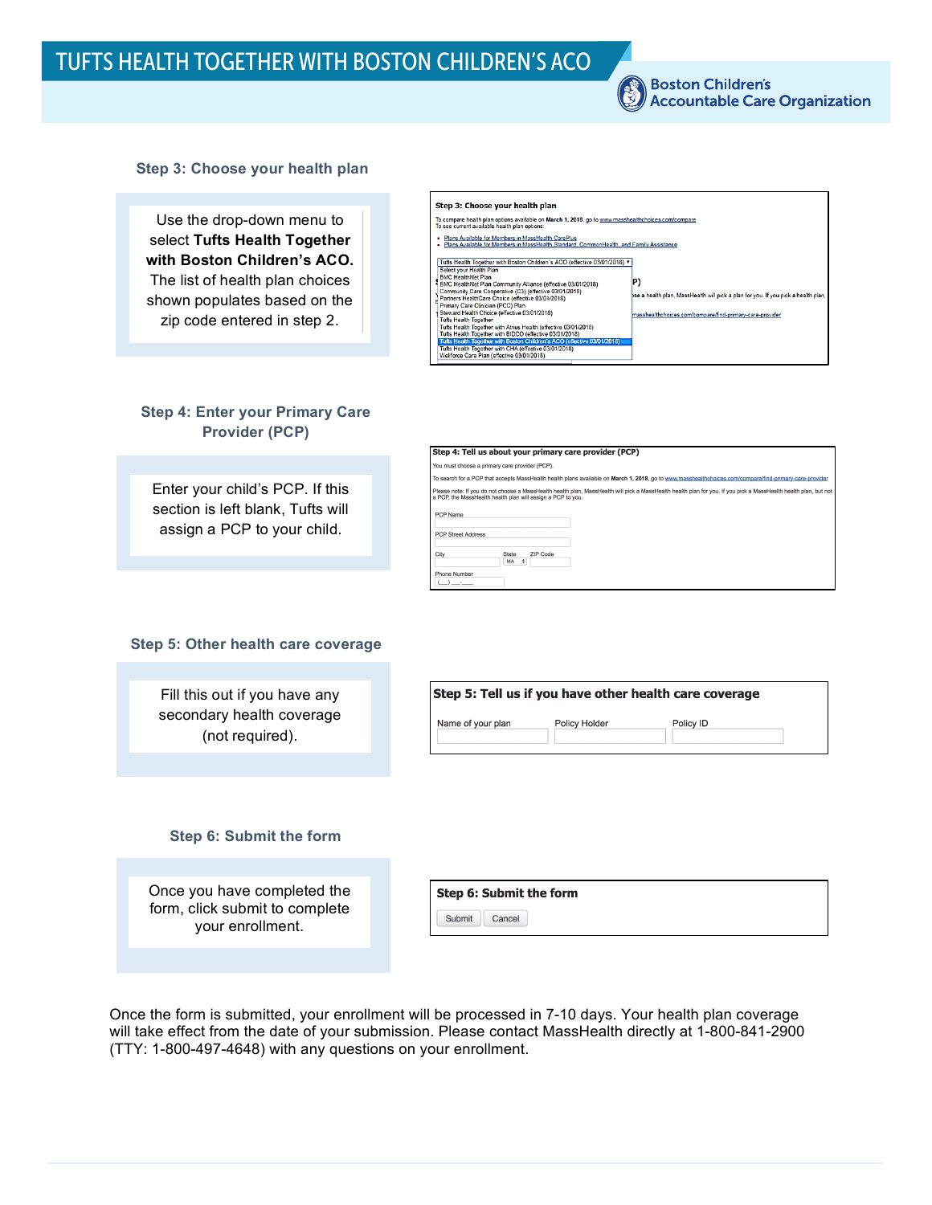# TUFTS HEALTH TOGETHER WITH BOSTON CHILDREN'S ACO

Boston Children's Accountable Care Organization

### Step 3: Choose your health plan

Use the drop-down menu to select **Tufts Health Together with Boston Children's ACO.** The list of health plan choices shown populates based on the zip code entered in step 2.

**Step 3: Choose your health plan**

To compare health plan options available on **March 1, 2018**, go to www.masshealthchoices.com/compare
To see current available health plan options:

- Plans Available for Members in MassHealth CarePlus
- Plans Available for Members in MassHealth Standard, CommonHealth, and Family Assistance

Tufts Health Together with Boston Children's ACO (effective 03/01/2018)

- Select your Health Plan
- BMC HealthNet Plan
- BMC HealthNet Plan Community Alliance (effective 03/01/2018)
- Community Care Cooperative (C3) (effective 03/01/2018)
- Partners HealthCare Choice (effective 03/01/2018)
- Primary Care Clinician (PCC) Plan
- Steward Health Choice (effective 03/01/2018)
- Tufts Health Together
- Tufts Health Together with Atrius Health (effective 03/01/2018)
- Tufts Health Together with BIDCO (effective 03/01/2018)
- Tufts Health Together with Boston Children's ACO (effective 03/01/2018)
- Tufts Health Together with CHA (effective 03/01/2018)
- Wellforce Care Plan (effective 03/01/2018)

### Step 4: Enter your Primary Care Provider (PCP)

Enter your child's PCP. If this section is left blank, Tufts will assign a PCP to your child.

**Step 4: Tell us about your primary care provider (PCP)**

You must choose a primary care provider (PCP).

To search for a PCP that accepts MassHealth health plans available on **March 1, 2018**, go to www.masshealthchoices.com/compare/find-primary-care-provider

Please note: If you do not choose a MassHealth health plan, MassHealth will pick a MassHealth health plan for you. If you pick a MassHealth health plan, but not a PCP, the MassHealth health plan will assign a PCP to you.

PCP Name

PCP Street Address

City | State MA | ZIP Code

Phone Number

### Step 5: Other health care coverage

Fill this out if you have any secondary health coverage (not required).

**Step 5: Tell us if you have other health care coverage**

Name of your plan | Policy Holder | Policy ID

### Step 6: Submit the form

Once you have completed the form, click submit to complete your enrollment.

**Step 6: Submit the form**

Submit | Cancel

Once the form is submitted, your enrollment will be processed in 7-10 days. Your health plan coverage will take effect from the date of your submission. Please contact MassHealth directly at 1-800-841-2900 (TTY: 1-800-497-4648) with any questions on your enrollment.